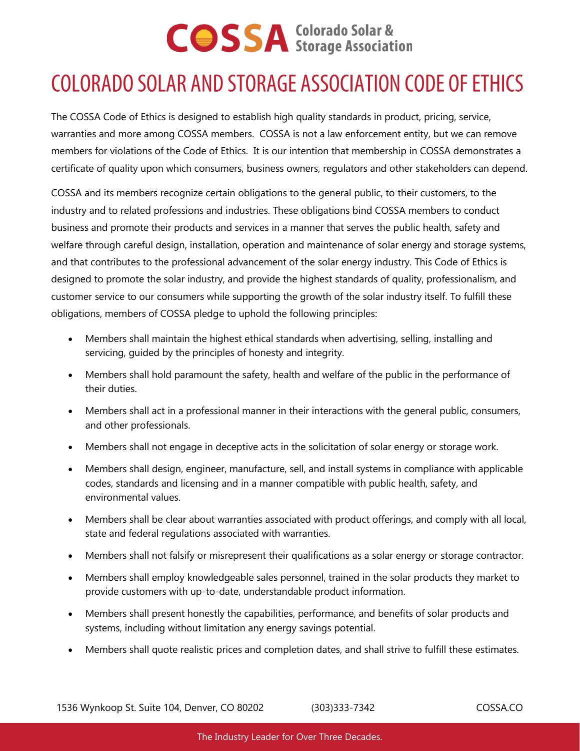COSSA Colorado Solar & Storage Association

# COLORADO SOLAR AND STORAGE ASSOCIATION CODE OF ETHICS

The COSSA Code of Ethics is designed to establish high quality standards in product, pricing, service, warranties and more among COSSA members. COSSA is not a law enforcement entity, but we can remove members for violations of the Code of Ethics. It is our intention that membership in COSSA demonstrates a certificate of quality upon which consumers, business owners, regulators and other stakeholders can depend.

COSSA and its members recognize certain obligations to the general public, to their customers, to the industry and to related professions and industries. These obligations bind COSSA members to conduct business and promote their products and services in a manner that serves the public health, safety and welfare through careful design, installation, operation and maintenance of solar energy and storage systems, and that contributes to the professional advancement of the solar energy industry. This Code of Ethics is designed to promote the solar industry, and provide the highest standards of quality, professionalism, and customer service to our consumers while supporting the growth of the solar industry itself. To fulfill these obligations, members of COSSA pledge to uphold the following principles:

- Members shall maintain the highest ethical standards when advertising, selling, installing and servicing, guided by the principles of honesty and integrity.
- Members shall hold paramount the safety, health and welfare of the public in the performance of their duties.
- Members shall act in a professional manner in their interactions with the general public, consumers, and other professionals.
- Members shall not engage in deceptive acts in the solicitation of solar energy or storage work.
- Members shall design, engineer, manufacture, sell, and install systems in compliance with applicable codes, standards and licensing and in a manner compatible with public health, safety, and environmental values.
- Members shall be clear about warranties associated with product offerings, and comply with all local, state and federal regulations associated with warranties.
- Members shall not falsify or misrepresent their qualifications as a solar energy or storage contractor.
- Members shall employ knowledgeable sales personnel, trained in the solar products they market to provide customers with up-to-date, understandable product information.
- Members shall present honestly the capabilities, performance, and benefits of solar products and systems, including without limitation any energy savings potential.
- Members shall quote realistic prices and completion dates, and shall strive to fulfill these estimates.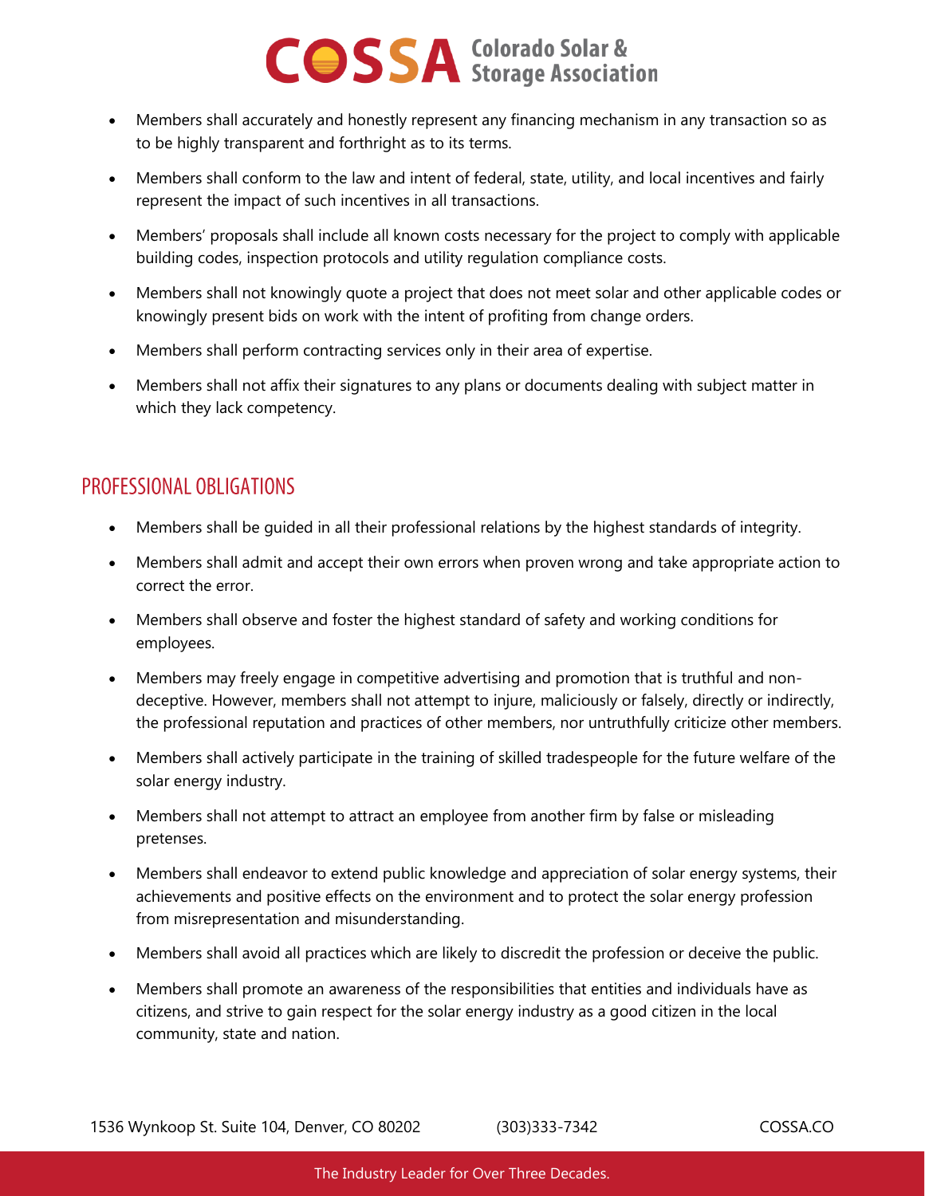- Members shall accurately and honestly represent any financing mechanism in any transaction so as to be highly transparent and forthright as to its terms.
- Members shall conform to the law and intent of federal, state, utility, and local incentives and fairly represent the impact of such incentives in all transactions.
- Members' proposals shall include all known costs necessary for the project to comply with applicable building codes, inspection protocols and utility regulation compliance costs.
- Members shall not knowingly quote a project that does not meet solar and other applicable codes or knowingly present bids on work with the intent of profiting from change orders.
- Members shall perform contracting services only in their area of expertise.
- Members shall not affix their signatures to any plans or documents dealing with subject matter in which they lack competency.

## PROFESSIONAL OBLIGATIONS

- Members shall be guided in all their professional relations by the highest standards of integrity.
- Members shall admit and accept their own errors when proven wrong and take appropriate action to correct the error.
- Members shall observe and foster the highest standard of safety and working conditions for employees.
- Members may freely engage in competitive advertising and promotion that is truthful and non-deceptive. However, members shall not attempt to injure, maliciously or falsely, directly or indirectly, the professional reputation and practices of other members, nor untruthfully criticize other members.
- Members shall actively participate in the training of skilled tradespeople for the future welfare of the solar energy industry.
- Members shall not attempt to attract an employee from another firm by false or misleading pretenses.
- Members shall endeavor to extend public knowledge and appreciation of solar energy systems, their achievements and positive effects on the environment and to protect the solar energy profession from misrepresentation and misunderstanding.
- Members shall avoid all practices which are likely to discredit the profession or deceive the public.
- Members shall promote an awareness of the responsibilities that entities and individuals have as citizens, and strive to gain respect for the solar energy industry as a good citizen in the local community, state and nation.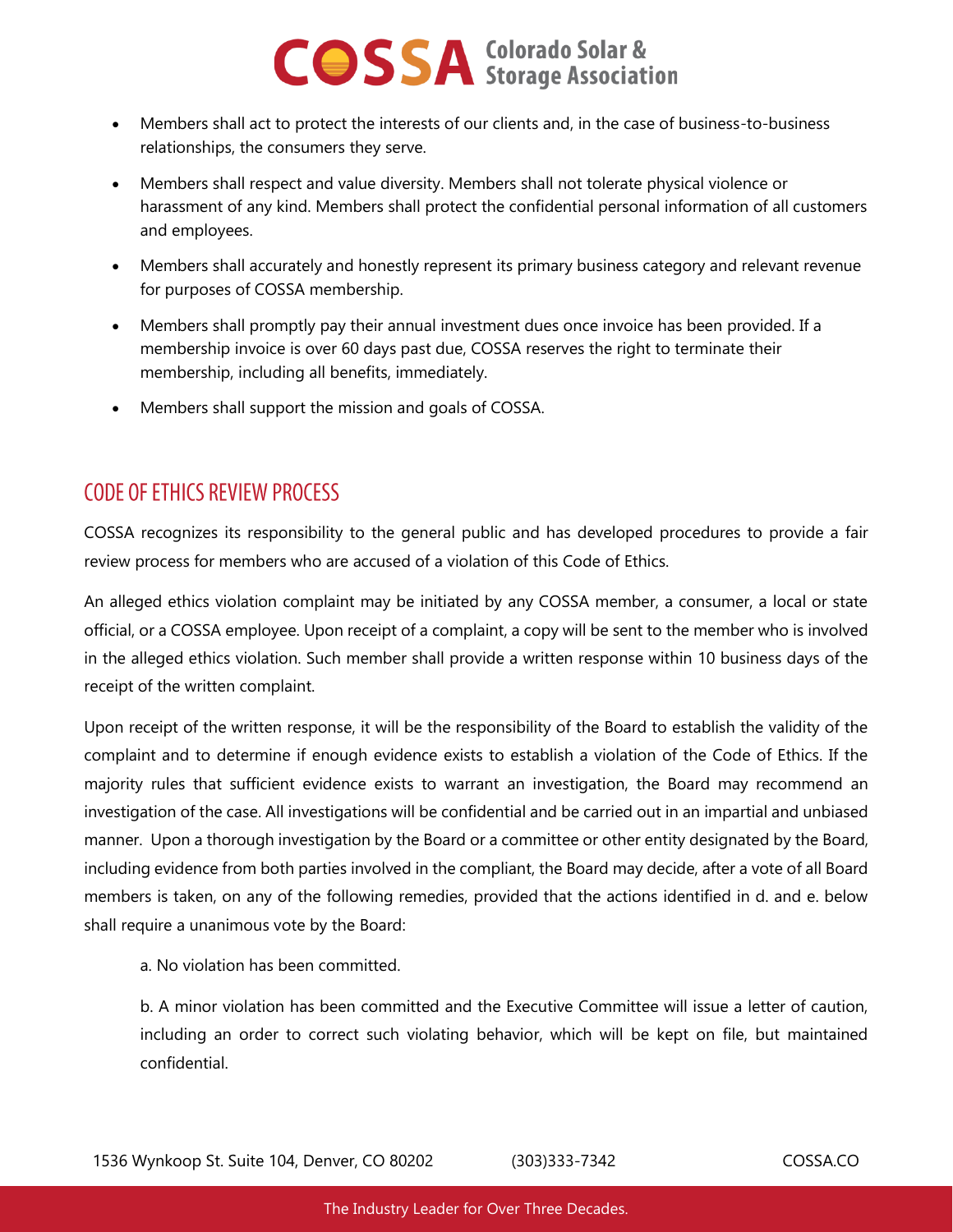- Members shall act to protect the interests of our clients and, in the case of business-to-business relationships, the consumers they serve.
- Members shall respect and value diversity. Members shall not tolerate physical violence or harassment of any kind. Members shall protect the confidential personal information of all customers and employees.
- Members shall accurately and honestly represent its primary business category and relevant revenue for purposes of COSSA membership.
- Members shall promptly pay their annual investment dues once invoice has been provided. If a membership invoice is over 60 days past due, COSSA reserves the right to terminate their membership, including all benefits, immediately.
- Members shall support the mission and goals of COSSA.

## CODE OF ETHICS REVIEW PROCESS

COSSA recognizes its responsibility to the general public and has developed procedures to provide a fair review process for members who are accused of a violation of this Code of Ethics.

An alleged ethics violation complaint may be initiated by any COSSA member, a consumer, a local or state official, or a COSSA employee. Upon receipt of a complaint, a copy will be sent to the member who is involved in the alleged ethics violation. Such member shall provide a written response within 10 business days of the receipt of the written complaint.

Upon receipt of the written response, it will be the responsibility of the Board to establish the validity of the complaint and to determine if enough evidence exists to establish a violation of the Code of Ethics. If the majority rules that sufficient evidence exists to warrant an investigation, the Board may recommend an investigation of the case. All investigations will be confidential and be carried out in an impartial and unbiased manner. Upon a thorough investigation by the Board or a committee or other entity designated by the Board, including evidence from both parties involved in the compliant, the Board may decide, after a vote of all Board members is taken, on any of the following remedies, provided that the actions identified in d. and e. below shall require a unanimous vote by the Board:

a. No violation has been committed.

b. A minor violation has been committed and the Executive Committee will issue a letter of caution, including an order to correct such violating behavior, which will be kept on file, but maintained confidential.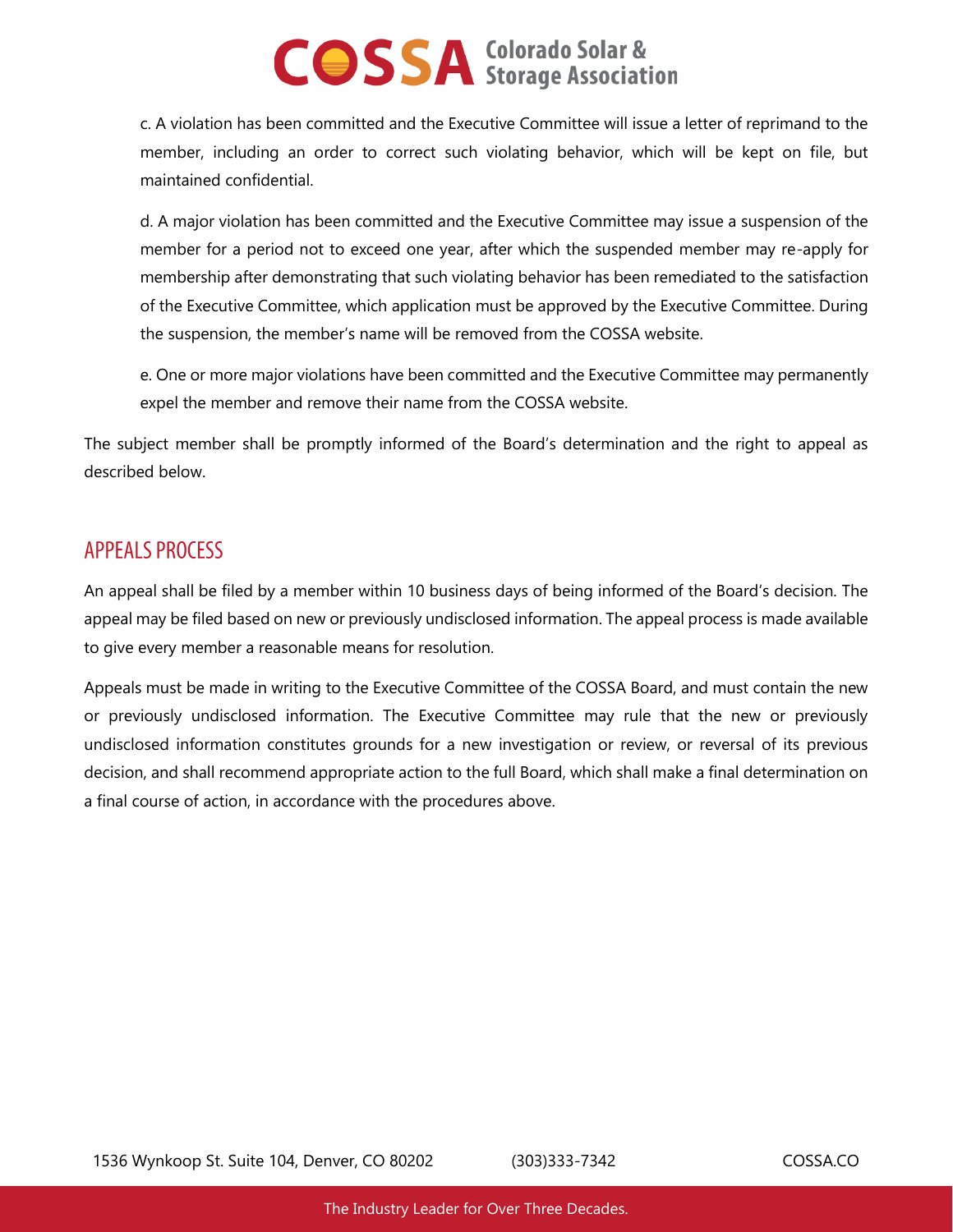c. A violation has been committed and the Executive Committee will issue a letter of reprimand to the member, including an order to correct such violating behavior, which will be kept on file, but maintained confidential.

d. A major violation has been committed and the Executive Committee may issue a suspension of the member for a period not to exceed one year, after which the suspended member may re-apply for membership after demonstrating that such violating behavior has been remediated to the satisfaction of the Executive Committee, which application must be approved by the Executive Committee. During the suspension, the member's name will be removed from the COSSA website.

e. One or more major violations have been committed and the Executive Committee may permanently expel the member and remove their name from the COSSA website.

The subject member shall be promptly informed of the Board's determination and the right to appeal as described below.

## APPEALS PROCESS

An appeal shall be filed by a member within 10 business days of being informed of the Board's decision. The appeal may be filed based on new or previously undisclosed information. The appeal process is made available to give every member a reasonable means for resolution.

Appeals must be made in writing to the Executive Committee of the COSSA Board, and must contain the new or previously undisclosed information. The Executive Committee may rule that the new or previously undisclosed information constitutes grounds for a new investigation or review, or reversal of its previous decision, and shall recommend appropriate action to the full Board, which shall make a final determination on a final course of action, in accordance with the procedures above.